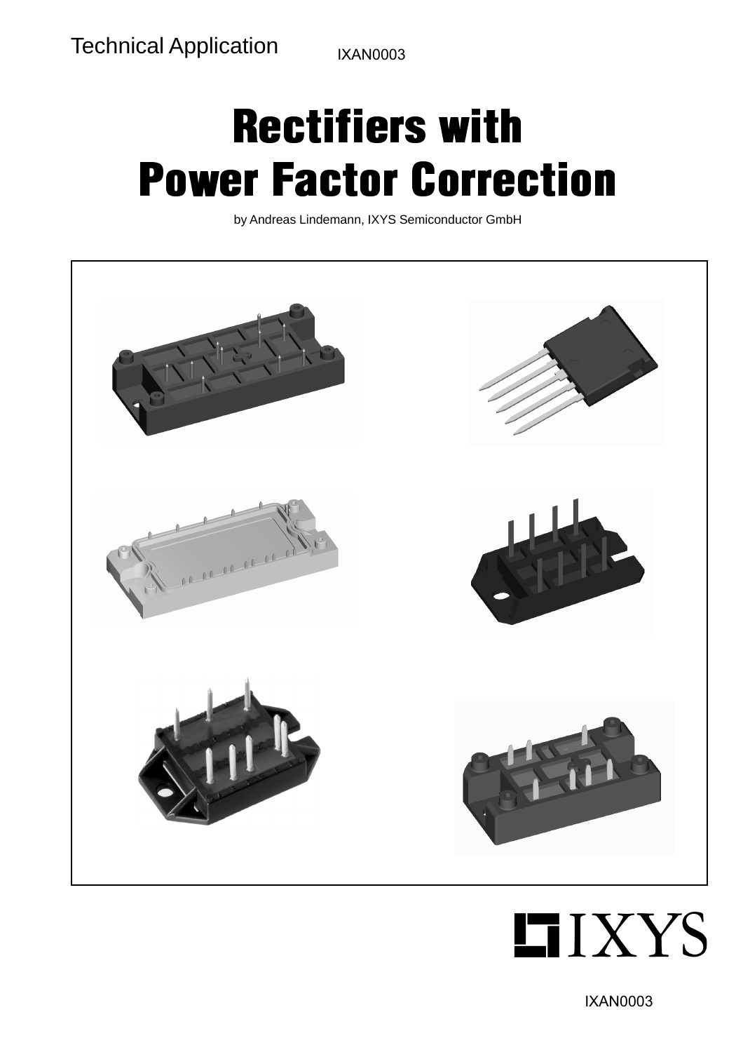Technical Application IXAN0003

# Rectifiers with Power Factor Correction

by Andreas Lindemann, IXYS Semiconductor GmbH

IXYS

IXAN0003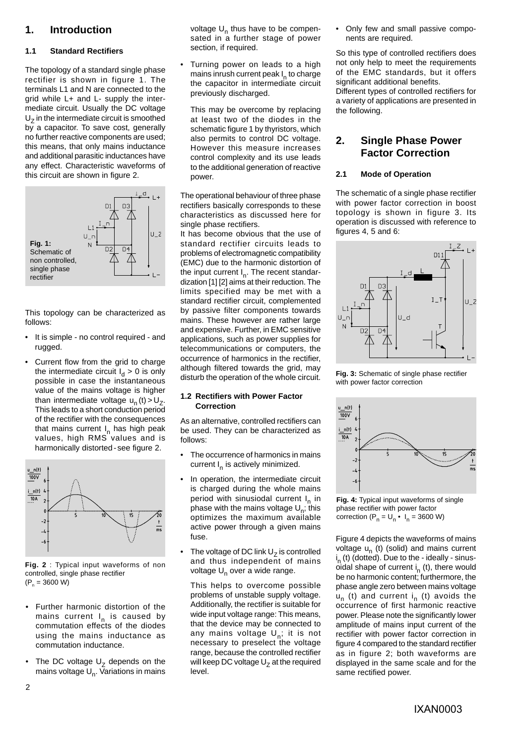## 1. Introduction

### 1.1 Standard Rectifiers

The topology of a standard single phase rectifier is shown in figure 1. The terminals L1 and N are connected to the grid while L+ and L- supply the intermediate circuit. Usually the DC voltage $U_Z$ in the intermediate circuit is smoothed by a capacitor. To save cost, generally no further reactive components are used; this means, that only mains inductance and additional parasitic inductances have any effect. Characteristic waveforms of this circuit are shown in figure 2.

**Fig. 1:** Schematic of non controlled, single phase rectifier

This topology can be characterized as follows:

- It is simple - no control required - and rugged.
- Current flow from the grid to charge the intermediate circuit $I_d > 0$ is only possible in case the instantaneous value of the mains voltage is higher than intermediate voltage $u_n(t) > U_Z$. This leads to a short conduction period of the rectifier with the consequences that mains current $I_n$ has high peak values, high RMS values and is harmonically distorted - see figure 2.

**Fig. 2** : Typical input waveforms of non controlled, single phase rectifier ($P_n$ = 3600 W)

- Further harmonic distortion of the mains current $I_n$ is caused by commutation effects of the diodes using the mains inductance as commutation inductance.
- The DC voltage $U_Z$ depends on the mains voltage $U_n$. Variations in mains voltage $U_n$ thus have to be compensated in a further stage of power section, if required.
- Turning power on leads to a high mains inrush current peak $I_n$ to charge the capacitor in intermediate circuit previously discharged.

  This may be overcome by replacing at least two of the diodes in the schematic figure 1 by thyristors, which also permits to control DC voltage. However this measure increases control complexity and its use leads to the additional generation of reactive power.

The operational behaviour of three phase rectifiers basically corresponds to these characteristics as discussed here for single phase rectifiers.

It has become obvious that the use of standard rectifier circuits leads to problems of electromagnetic compatibility (EMC) due to the harmonic distortion of the input current $I_n$. The recent standardization [1] [2] aims at their reduction. The limits specified may be met with a standard rectifier circuit, complemented by passive filter components towards mains. These however are rather large and expensive. Further, in EMC sensitive applications, such as power supplies for telecommunications or computers, the occurrence of harmonics in the rectifier, although filtered towards the grid, may disturb the operation of the whole circuit.

### 1.2 Rectifiers with Power Factor Correction

As an alternative, controlled rectifiers can be used. They can be characterized as follows:

- The occurrence of harmonics in mains current $I_n$ is actively minimized.
- In operation, the intermediate circuit is charged during the whole mains period with sinusiodal current $I_n$ in phase with the mains voltage $U_n$; this optimizes the maximum available active power through a given mains fuse.
- The voltage of DC link $U_Z$ is controlled and thus independent of mains voltage $U_n$ over a wide range.

  This helps to overcome possible problems of unstable supply voltage. Additionally, the rectifier is suitable for wide input voltage range: This means, that the device may be connected to any mains voltage $U_n$; it is not necessary to preselect the voltage range, because the controlled rectifier will keep DC voltage $U_Z$ at the required level.
- Only few and small passive components are required.

So this type of controlled rectifiers does not only help to meet the requirements of the EMC standards, but it offers significant additional benefits.

Different types of controlled rectifiers for a variety of applications are presented in the following.

## 2. Single Phase Power Factor Correction

### 2.1 Mode of Operation

The schematic of a single phase rectifier with power factor correction in boost topology is shown in figure 3. Its operation is discussed with reference to figures 4, 5 and 6:

**Fig. 3:** Schematic of single phase rectifier with power factor correction

**Fig. 4:** Typical input waveforms of single phase rectifier with power factor correction ($P_n = U_n \cdot I_n$ = 3600 W)

Figure 4 depicts the waveforms of mains voltage $u_n$ (t) (solid) and mains current $i_n$ (t) (dotted). Due to the - ideally - sinusoidal shape of current $i_n$ (t), there would be no harmonic content; furthermore, the phase angle zero between mains voltage $u_n$ (t) and current $i_n$ (t) avoids the occurrence of first harmonic reactive power. Please note the significantly lower amplitude of mains input current of the rectifier with power factor correction in figure 4 compared to the standard rectifier as in figure 2; both waveforms are displayed in the same scale and for the same rectified power.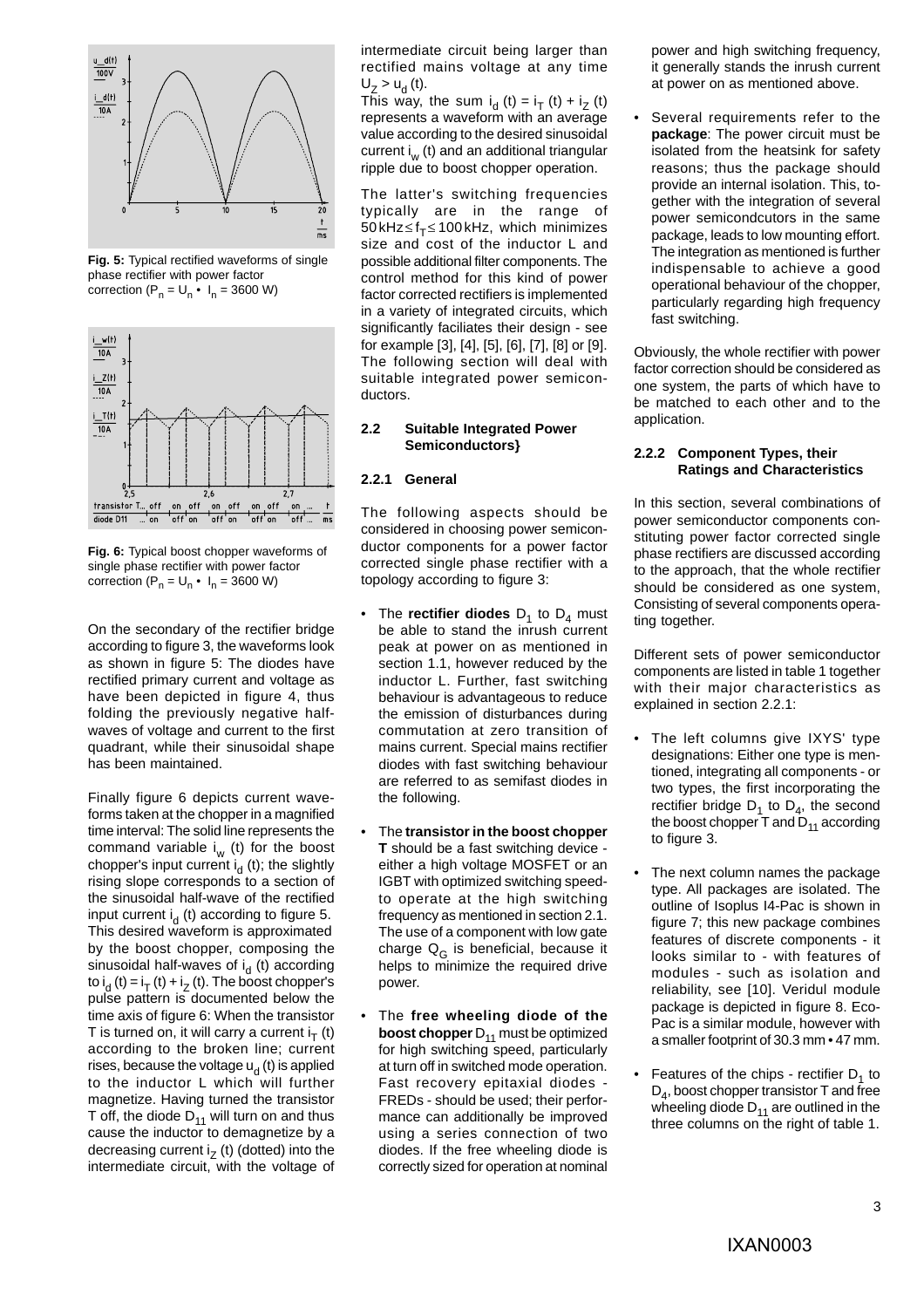Fig. 5: Typical rectified waveforms of single phase rectifier with power factor correction ($P_n = U_n \cdot I_n = 3600$ W)

Fig. 6: Typical boost chopper waveforms of single phase rectifier with power factor correction ($P_n = U_n \cdot I_n = 3600$ W)

On the secondary of the rectifier bridge according to figure 3, the waveforms look as shown in figure 5: The diodes have rectified primary current and voltage as have been depicted in figure 4, thus folding the previously negative half-waves of voltage and current to the first quadrant, while their sinusoidal shape has been maintained.

Finally figure 6 depicts current waveforms taken at the chopper in a magnified time interval: The solid line represents the command variable $i_w$ (t) for the boost chopper's input current $i_d$ (t); the slightly rising slope corresponds to a section of the sinusoidal half-wave of the rectified input current $i_d$ (t) according to figure 5. This desired waveform is approximated by the boost chopper, composing the sinusoidal half-waves of $i_d$ (t) according to $i_d (t) = i_T (t) + i_Z (t)$. The boost chopper's pulse pattern is documented below the time axis of figure 6: When the transistor T is turned on, it will carry a current $i_T$ (t) according to the broken line; current rises, because the voltage $u_d$ (t) is applied to the inductor L which will further magnetize. Having turned the transistor T off, the diode $D_{11}$ will turn on and thus cause the inductor to demagnetize by a decreasing current $i_Z$ (t) (dotted) into the intermediate circuit, with the voltage of intermediate circuit being larger than rectified mains voltage at any time $U_Z > u_d$ (t).

This way, the sum $i_d (t) = i_T (t) + i_Z (t)$ represents a waveform with an average value according to the desired sinusoidal current $i_w$ (t) and an additional triangular ripple due to boost chopper operation.

The latter's switching frequencies typically are in the range of $50\,\text{kHz} \leq f_T \leq 100\,\text{kHz}$, which minimizes size and cost of the inductor L and possible additional filter components. The control method for this kind of power factor corrected rectifiers is implemented in a variety of integrated circuits, which significantly faciliates their design - see for example [3], [4], [5], [6], [7], [8] or [9]. The following section will deal with suitable integrated power semiconductors.

### 2.2 Suitable Integrated Power Semiconductors}

#### 2.2.1 General

The following aspects should be considered in choosing power semiconductor components for a power factor corrected single phase rectifier with a topology according to figure 3:

- The **rectifier diodes** $D_1$ to $D_4$ must be able to stand the inrush current peak at power on as mentioned in section 1.1, however reduced by the inductor L. Further, fast switching behaviour is advantageous to reduce the emission of disturbances during commutation at zero transition of mains current. Special mains rectifier diodes with fast switching behaviour are referred to as semifast diodes in the following.
- The **transistor in the boost chopper T** should be a fast switching device - either a high voltage MOSFET or an IGBT with optimized switching speed- to operate at the high switching frequency as mentioned in section 2.1. The use of a component with low gate charge $Q_G$ is beneficial, because it helps to minimize the required drive power.
- The **free wheeling diode of the boost chopper** $D_{11}$ must be optimized for high switching speed, particularly at turn off in switched mode operation. Fast recovery epitaxial diodes - FREDs - should be used; their performance can additionally be improved using a series connection of two diodes. If the free wheeling diode is correctly sized for operation at nominal power and high switching frequency, it generally stands the inrush current at power on as mentioned above.
- Several requirements refer to the **package**: The power circuit must be isolated from the heatsink for safety reasons; thus the package should provide an internal isolation. This, together with the integration of several power semicondcutors in the same package, leads to low mounting effort. The integration as mentioned is further indispensable to achieve a good operational behaviour of the chopper, particularly regarding high frequency fast switching.

Obviously, the whole rectifier with power factor correction should be considered as one system, the parts of which have to be matched to each other and to the application.

#### 2.2.2 Component Types, their Ratings and Characteristics

In this section, several combinations of power semiconductor components constituting power factor corrected single phase rectifiers are discussed according to the approach, that the whole rectifier should be considered as one system, Consisting of several components operating together.

Different sets of power semiconductor components are listed in table 1 together with their major characteristics as explained in section 2.2.1:

- The left columns give IXYS' type designations: Either one type is mentioned, integrating all components - or two types, the first incorporating the rectifier bridge $D_1$ to $D_4$, the second the boost chopper T and $D_{11}$ according to figure 3.
- The next column names the package type. All packages are isolated. The outline of Isoplus I4-Pac is shown in figure 7; this new package combines features of discrete components - it looks similar to - with features of modules - such as isolation and reliability, see [10]. Veridul module package is depicted in figure 8. Eco-Pac is a similar module, however with a smaller footprint of 30.3 mm • 47 mm.
- Features of the chips - rectifier $D_1$ to $D_4$, boost chopper transistor T and free wheeling diode $D_{11}$ are outlined in the three columns on the right of table 1.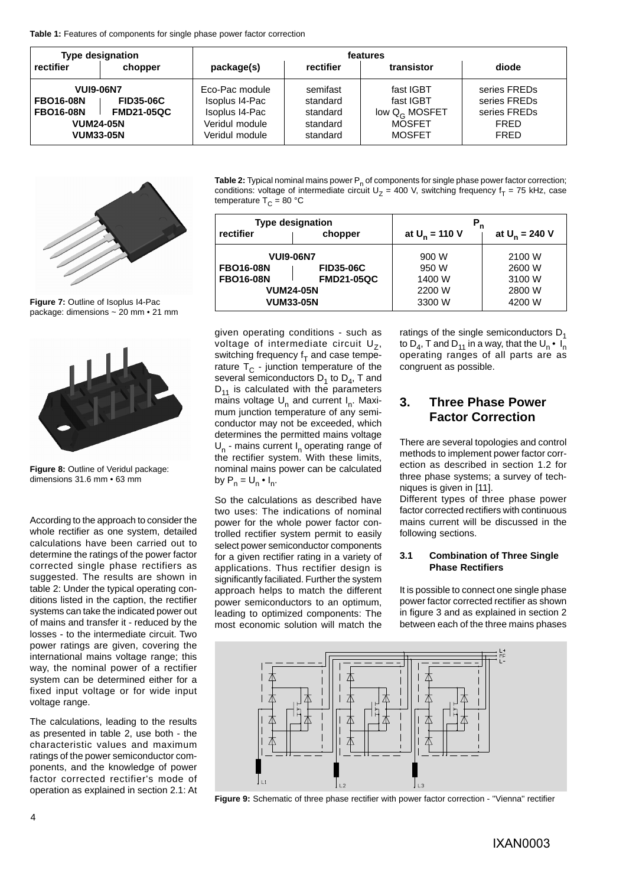**Table 1:** Features of components for single phase power factor correction

| Type designation | | features | | | |
|---|---|---|---|---|---|
| rectifier | chopper | package(s) | rectifier | transistor | diode |
| VUI9-06N7 | | Eco-Pac module | semifast | fast IGBT | series FREDs |
| FBO16-08N | FID35-06C | Isoplus I4-Pac | standard | fast IGBT | series FREDs |
| FBO16-08N | FMD21-05QC | Isoplus I4-Pac | standard | low $Q_G$ MOSFET | series FREDs |
| VUM24-05N | | Veridul module | standard | MOSFET | FRED |
| VUM33-05N | | Veridul module | standard | MOSFET | FRED |

**Figure 7:** Outline of Isoplus I4-Pac package: dimensions ~ 20 mm • 21 mm

**Figure 8:** Outline of Veridul package: dimensions 31.6 mm • 63 mm

According to the approach to consider the whole rectifier as one system, detailed calculations have been carried out to determine the ratings of the power factor corrected single phase rectifiers as suggested. The results are shown in table 2: Under the typical operating conditions listed in the caption, the rectifier systems can take the indicated power out of mains and transfer it - reduced by the losses - to the intermediate circuit. Two power ratings are given, covering the international mains voltage range; this way, the nominal power of a rectifier system can be determined either for a fixed input voltage or for wide input voltage range.

The calculations, leading to the results as presented in table 2, use both - the characteristic values and maximum ratings of the power semiconductor components, and the knowledge of power factor corrected rectifier's mode of operation as explained in section 2.1: At

**Table 2:** Typical nominal mains power $P_n$ of components for single phase power factor correction; conditions: voltage of intermediate circuit $U_Z$ = 400 V, switching frequency $f_T$ = 75 kHz, case temperature $T_C$ = 80 °C

| Type designation | | $P_n$ | |
|---|---|---|---|
| rectifier | chopper | at $U_n$ = 110 V | at $U_n$ = 240 V |
| VUI9-06N7 | | 900 W | 2100 W |
| FBO16-08N | FID35-06C | 950 W | 2600 W |
| FBO16-08N | FMD21-05QC | 1400 W | 3100 W |
| VUM24-05N | | 2200 W | 2800 W |
| VUM33-05N | | 3300 W | 4200 W |

given operating conditions - such as voltage of intermediate circuit $U_Z$, switching frequency $f_T$ and case temperature $T_C$ - junction temperature of the several semiconductors $D_1$ to $D_4$, T and $D_{11}$ is calculated with the parameters mains voltage $U_n$ and current $I_n$. Maximum junction temperature of any semiconductor may not be exceeded, which determines the permitted mains voltage $U_n$ - mains current $I_n$ operating range of the rectifier system. With these limits, nominal mains power can be calculated by $P_n = U_n \bullet I_n$.

So the calculations as described have two uses: The indications of nominal power for the whole power factor controlled rectifier system permit to easily select power semiconductor components for a given rectifier rating in a variety of applications. Thus rectifier design is significantly faciliated. Further the system approach helps to match the different power semiconductors to an optimum, leading to optimized components: The most economic solution will match the ratings of the single semiconductors $D_1$ to $D_4$, T and $D_{11}$ in a way, that the $U_n \bullet I_n$ operating ranges of all parts are as congruent as possible.

## 3. Three Phase Power Factor Correction

There are several topologies and control methods to implement power factor correction as described in section 1.2 for three phase systems; a survey of techniques is given in [11].

Different types of three phase power factor corrected rectifiers with continuous mains current will be discussed in the following sections.

### 3.1 Combination of Three Single Phase Rectifiers

It is possible to connect one single phase power factor corrected rectifier as shown in figure 3 and as explained in section 2 between each of the three mains phases

**Figure 9:** Schematic of three phase rectifier with power factor correction - "Vienna" rectifier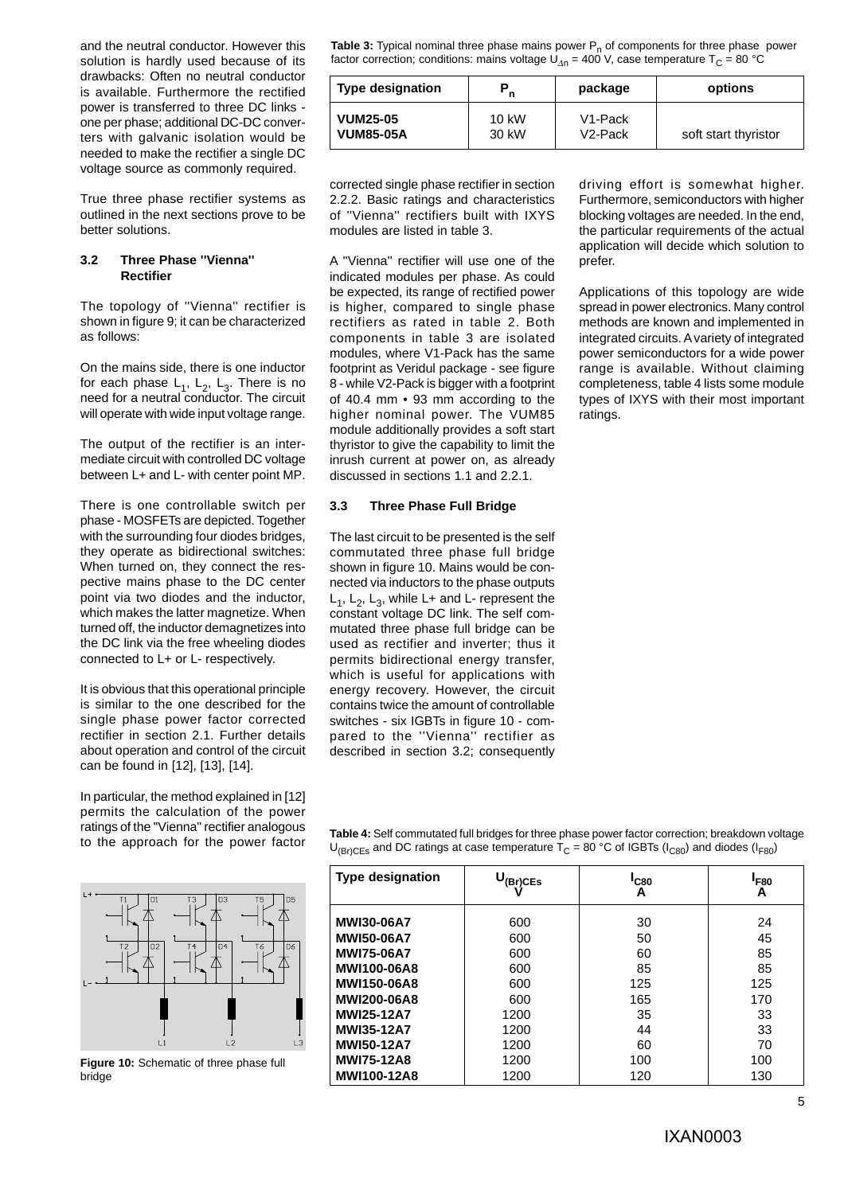and the neutral conductor. However this solution is hardly used because of its drawbacks: Often no neutral conductor is available. Furthermore the rectified power is transferred to three DC links - one per phase; additional DC-DC converters with galvanic isolation would be needed to make the rectifier a single DC voltage source as commonly required.

True three phase rectifier systems as outlined in the next sections prove to be better solutions.

### 3.2 Three Phase "Vienna" Rectifier

The topology of "Vienna" rectifier is shown in figure 9; it can be characterized as follows:

On the mains side, there is one inductor for each phase $L_1$, $L_2$, $L_3$. There is no need for a neutral conductor. The circuit will operate with wide input voltage range.

The output of the rectifier is an intermediate circuit with controlled DC voltage between L+ and L- with center point MP.

There is one controllable switch per phase - MOSFETs are depicted. Together with the surrounding four diodes bridges, they operate as bidirectional switches: When turned on, they connect the respective mains phase to the DC center point via two diodes and the inductor, which makes the latter magnetize. When turned off, the inductor demagnetizes into the DC link via the free wheeling diodes connected to L+ or L- respectively.

It is obvious that this operational principle is similar to the one described for the single phase power factor corrected rectifier in section 2.1. Further details about operation and control of the circuit can be found in [12], [13], [14].

In particular, the method explained in [12] permits the calculation of the power ratings of the "Vienna" rectifier analogous to the approach for the power factor corrected single phase rectifier in section 2.2.2. Basic ratings and characteristics of "Vienna" rectifiers built with IXYS modules are listed in table 3.

**Table 3:** Typical nominal three phase mains power $P_n$ of components for three phase power factor correction; conditions: mains voltage $U_{\Delta n}$ = 400 V, case temperature $T_C$ = 80 °C

| Type designation | $P_n$ | package | options |
|---|---|---|---|
| **VUM25-05** | 10 kW | V1-Pack | |
| **VUM85-05A** | 30 kW | V2-Pack | soft start thyristor |

A "Vienna" rectifier will use one of the indicated modules per phase. As could be expected, its range of rectified power is higher, compared to single phase rectifiers as rated in table 2. Both components in table 3 are isolated modules, where V1-Pack has the same footprint as Veridul package - see figure 8 - while V2-Pack is bigger with a footprint of 40.4 mm • 93 mm according to the higher nominal power. The VUM85 module additionally provides a soft start thyristor to give the capability to limit the inrush current at power on, as already discussed in sections 1.1 and 2.2.1.

### 3.3 Three Phase Full Bridge

The last circuit to be presented is the self commutated three phase full bridge shown in figure 10. Mains would be connected via inductors to the phase outputs $L_1$, $L_2$, $L_3$, while L+ and L- represent the constant voltage DC link. The self commutated three phase full bridge can be used as rectifier and inverter; thus it permits bidirectional energy transfer, which is useful for applications with energy recovery. However, the circuit contains twice the amount of controllable switches - six IGBTs in figure 10 - compared to the "Vienna" rectifier as described in section 3.2; consequently driving effort is somewhat higher. Furthermore, semiconductors with higher blocking voltages are needed. In the end, the particular requirements of the actual application will decide which solution to prefer.

Applications of this topology are wide spread in power electronics. Many control methods are known and implemented in integrated circuits. A variety of integrated power semiconductors for a wide power range is available. Without claiming completeness, table 4 lists some module types of IXYS with their most important ratings.

**Figure 10:** Schematic of three phase full bridge

**Table 4:** Self commutated full bridges for three phase power factor correction; breakdown voltage $U_{(Br)CEs}$ and DC ratings at case temperature $T_C$ = 80 °C of IGBTs ($I_{C80}$) and diodes ($I_{F80}$)

| Type designation | $U_{(Br)CEs}$ V | $I_{C80}$ A | $I_{F80}$ A |
|---|---|---|---|
| **MWI30-06A7** | 600 | 30 | 24 |
| **MWI50-06A7** | 600 | 50 | 45 |
| **MWI75-06A7** | 600 | 60 | 85 |
| **MWI100-06A8** | 600 | 85 | 85 |
| **MWI150-06A8** | 600 | 125 | 125 |
| **MWI200-06A8** | 600 | 165 | 170 |
| **MWI25-12A7** | 1200 | 35 | 33 |
| **MWI35-12A7** | 1200 | 44 | 33 |
| **MWI50-12A7** | 1200 | 60 | 70 |
| **MWI75-12A8** | 1200 | 100 | 100 |
| **MWI100-12A8** | 1200 | 120 | 130 |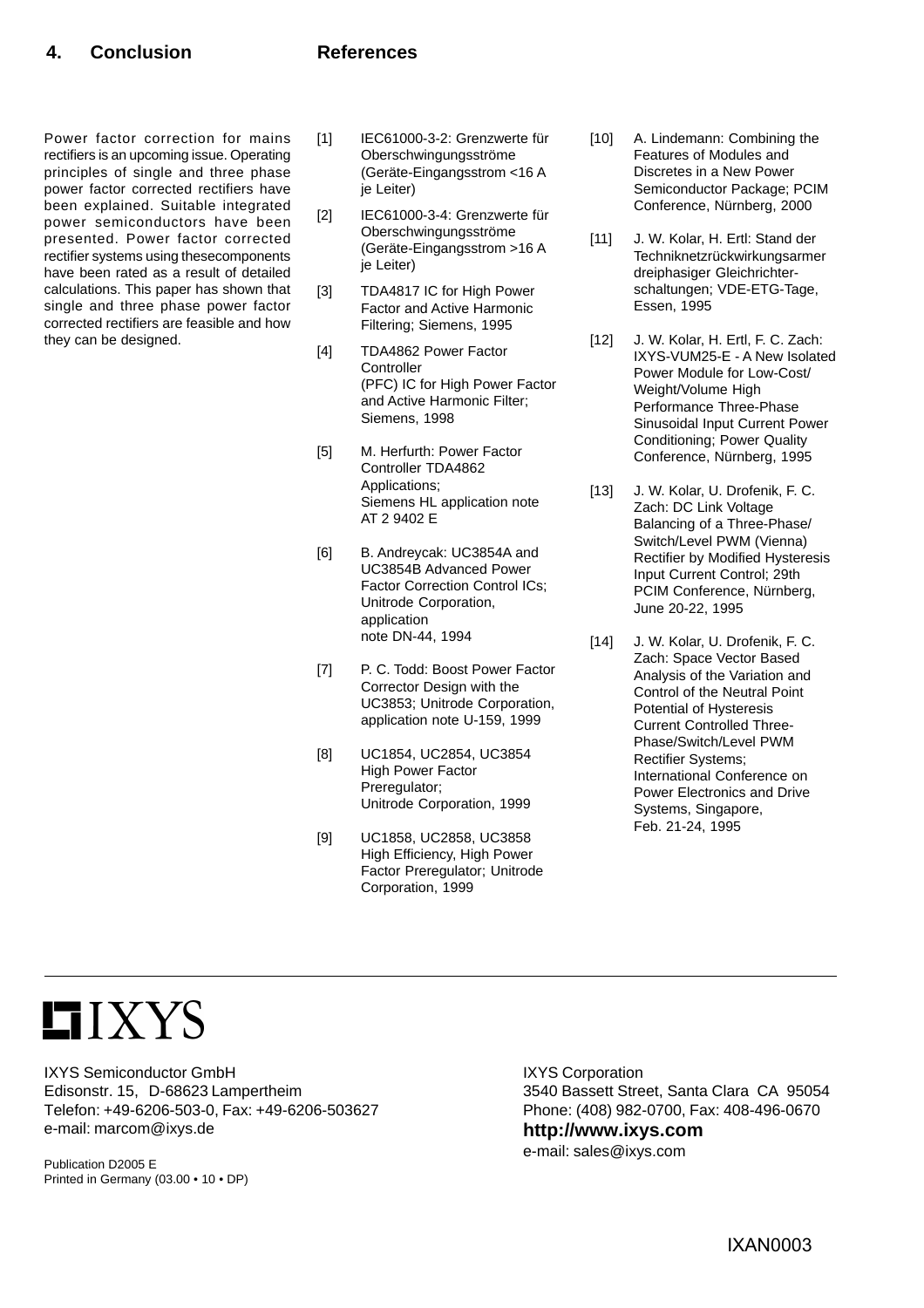## 4. Conclusion

Power factor correction for mains rectifiers is an upcoming issue. Operating principles of single and three phase power factor corrected rectifiers have been explained. Suitable integrated power semiconductors have been presented. Power factor corrected rectifier systems using thesecomponents have been rated as a result of detailed calculations. This paper has shown that single and three phase power factor corrected rectifiers are feasible and how they can be designed.

## References

[1] IEC61000-3-2: Grenzwerte für Oberschwingungsströme (Geräte-Eingangsstrom <16 A je Leiter)

[2] IEC61000-3-4: Grenzwerte für Oberschwingungsströme (Geräte-Eingangsstrom >16 A je Leiter)

[3] TDA4817 IC for High Power Factor and Active Harmonic Filtering; Siemens, 1995

[4] TDA4862 Power Factor Controller (PFC) IC for High Power Factor and Active Harmonic Filter; Siemens, 1998

[5] M. Herfurth: Power Factor Controller TDA4862 Applications; Siemens HL application note AT 2 9402 E

[6] B. Andreycak: UC3854A and UC3854B Advanced Power Factor Correction Control ICs; Unitrode Corporation, application note DN-44, 1994

[7] P. C. Todd: Boost Power Factor Corrector Design with the UC3853; Unitrode Corporation, application note U-159, 1999

[8] UC1854, UC2854, UC3854 High Power Factor Preregulator; Unitrode Corporation, 1999

[9] UC1858, UC2858, UC3858 High Efficiency, High Power Factor Preregulator; Unitrode Corporation, 1999

[10] A. Lindemann: Combining the Features of Modules and Discretes in a New Power Semiconductor Package; PCIM Conference, Nürnberg, 2000

[11] J. W. Kolar, H. Ertl: Stand der Techniknetzrückwirkungsarmer dreiphasiger Gleichrichter-schaltungen; VDE-ETG-Tage, Essen, 1995

[12] J. W. Kolar, H. Ertl, F. C. Zach: IXYS-VUM25-E - A New Isolated Power Module for Low-Cost/ Weight/Volume High Performance Three-Phase Sinusoidal Input Current Power Conditioning; Power Quality Conference, Nürnberg, 1995

[13] J. W. Kolar, U. Drofenik, F. C. Zach: DC Link Voltage Balancing of a Three-Phase/ Switch/Level PWM (Vienna) Rectifier by Modified Hysteresis Input Current Control; 29th PCIM Conference, Nürnberg, June 20-22, 1995

[14] J. W. Kolar, U. Drofenik, F. C. Zach: Space Vector Based Analysis of the Variation and Control of the Neutral Point Potential of Hysteresis Current Controlled Three-Phase/Switch/Level PWM Rectifier Systems; International Conference on Power Electronics and Drive Systems, Singapore, Feb. 21-24, 1995

---

IXYS

IXYS Semiconductor GmbH
Edisonstr. 15, D-68623 Lampertheim
Telefon: +49-6206-503-0, Fax: +49-6206-503627
e-mail: marcom@ixys.de

Publication D2005 E
Printed in Germany (03.00 • 10 • DP)

IXYS Corporation
3540 Bassett Street, Santa Clara CA 95054
Phone: (408) 982-0700, Fax: 408-496-0670
**http://www.ixys.com**
e-mail: sales@ixys.com

IXAN0003